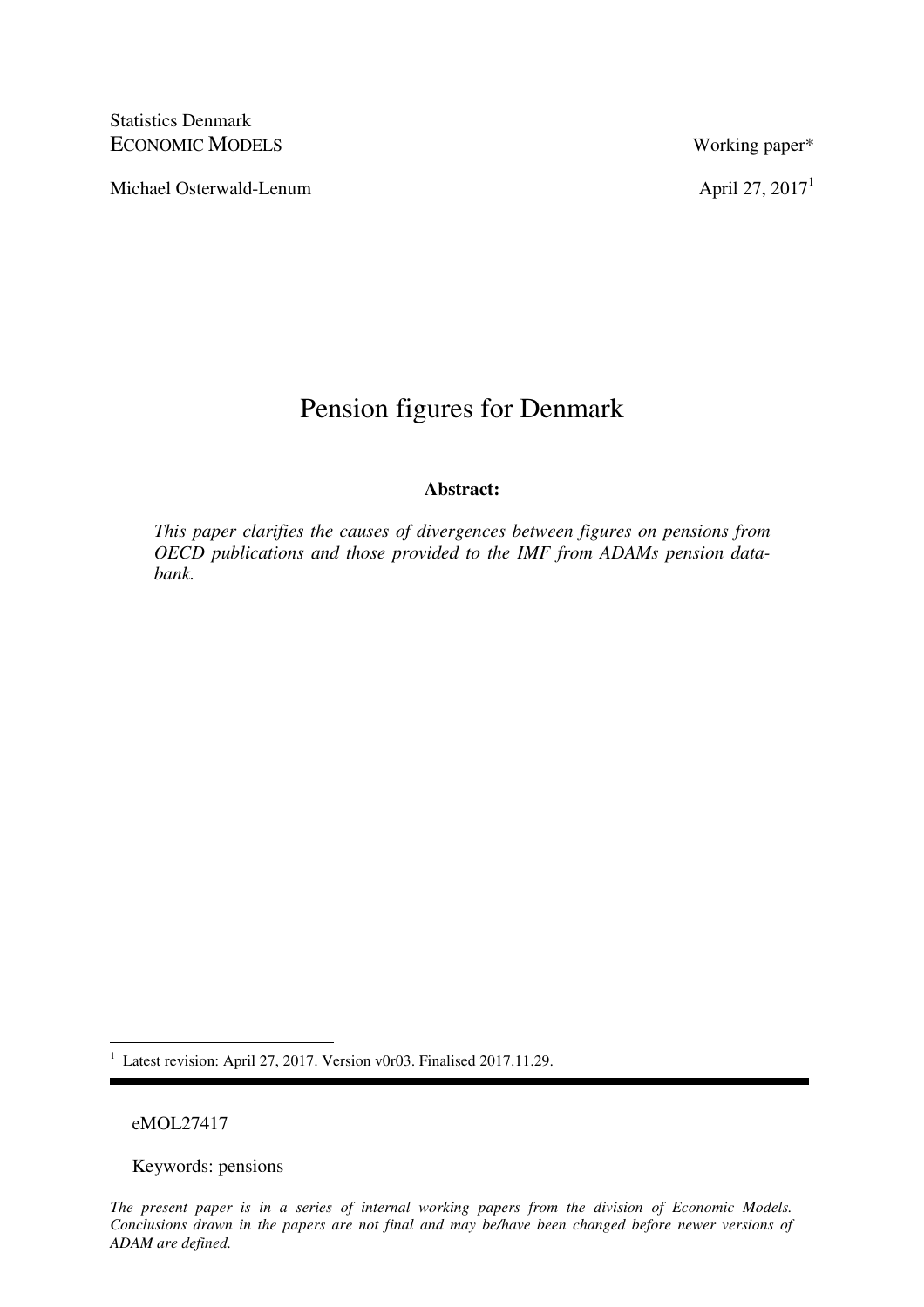Statistics Denmark
ECONOMIC MODELS

Working paper*

Michael Osterwald-Lenum

April 27, 2017[1]

# Pension figures for Denmark

**Abstract:**

*This paper clarifies the causes of divergences between figures on pensions from OECD publications and those provided to the IMF from ADAMs pension databank.*

[1] Latest revision: April 27, 2017. Version v0r03. Finalised 2017.11.29.

eMOL27417

Keywords: pensions

*The present paper is in a series of internal working papers from the division of Economic Models. Conclusions drawn in the papers are not final and may be/have been changed before newer versions of ADAM are defined.*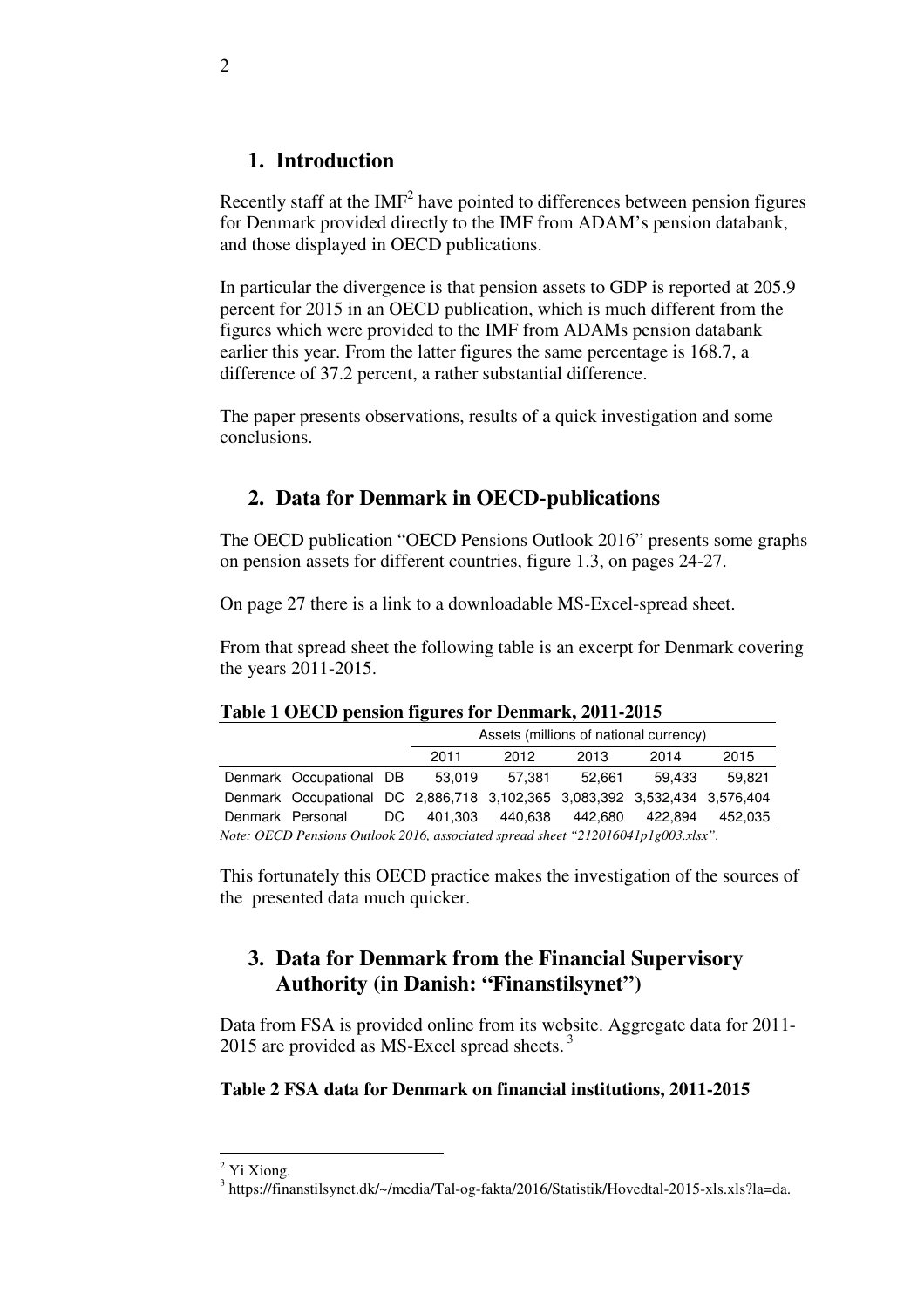## 1. Introduction

Recently staff at the IMF[2] have pointed to differences between pension figures for Denmark provided directly to the IMF from ADAM's pension databank, and those displayed in OECD publications.

In particular the divergence is that pension assets to GDP is reported at 205.9 percent for 2015 in an OECD publication, which is much different from the figures which were provided to the IMF from ADAMs pension databank earlier this year. From the latter figures the same percentage is 168.7, a difference of 37.2 percent, a rather substantial difference.

The paper presents observations, results of a quick investigation and some conclusions.

## 2. Data for Denmark in OECD-publications

The OECD publication "OECD Pensions Outlook 2016" presents some graphs on pension assets for different countries, figure 1.3, on pages 24-27.

On page 27 there is a link to a downloadable MS-Excel-spread sheet.

From that spread sheet the following table is an excerpt for Denmark covering the years 2011-2015.

**Table 1 OECD pension figures for Denmark, 2011-2015**

| | | | Assets (millions of national currency) | | | | |
|---|---|---|---|---|---|---|---|
| | | | 2011 | 2012 | 2013 | 2014 | 2015 |
| Denmark | Occupational | DB | 53,019 | 57,381 | 52,661 | 59,433 | 59,821 |
| Denmark | Occupational | DC | 2,886,718 | 3,102,365 | 3,083,392 | 3,532,434 | 3,576,404 |
| Denmark | Personal | DC | 401,303 | 440,638 | 442,680 | 422,894 | 452,035 |

*Note: OECD Pensions Outlook 2016, associated spread sheet "212016041p1g003.xlsx".*

This fortunately this OECD practice makes the investigation of the sources of the presented data much quicker.

## 3. Data for Denmark from the Financial Supervisory Authority (in Danish: "Finanstilsynet")

Data from FSA is provided online from its website. Aggregate data for 2011-2015 are provided as MS-Excel spread sheets. [3]

**Table 2 FSA data for Denmark on financial institutions, 2011-2015**

[2] Yi Xiong.

[3] https://finanstilsynet.dk/~/media/Tal-og-fakta/2016/Statistik/Hovedtal-2015-xls.xls?la=da.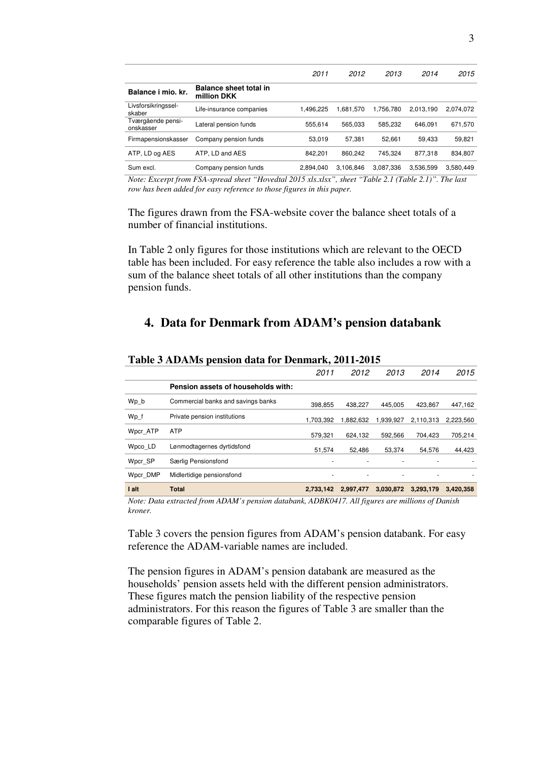| | | 2011 | 2012 | 2013 | 2014 | 2015 |
|---|---|---|---|---|---|---|
| **Balance i mio. kr.** | **Balance sheet total in million DKK** | | | | | |
| Livsforsikringssel-skaber | Life-insurance companies | 1,496,225 | 1,681,570 | 1,756,780 | 2,013,190 | 2,074,072 |
| Tværgående pensi-onskasser | Lateral pension funds | 555,614 | 565,033 | 585,232 | 646,091 | 671,570 |
| Firmapensionskasser | Company pension funds | 53,019 | 57,381 | 52,661 | 59,433 | 59,821 |
| ATP, LD og AES | ATP, LD and AES | 842,201 | 860,242 | 745,324 | 877,318 | 834,807 |
| Sum excl. | Company pension funds | 2,894,040 | 3,106,846 | 3,087,336 | 3,536,599 | 3,580,449 |

*Note: Excerpt from FSA-spread sheet "Hovedtal 2015 xls.xlsx", sheet "Table 2.1 (Table 2.1)". The last row has been added for easy reference to those figures in this paper.*

The figures drawn from the FSA-website cover the balance sheet totals of a number of financial institutions.

In Table 2 only figures for those institutions which are relevant to the OECD table has been included. For easy reference the table also includes a row with a sum of the balance sheet totals of all other institutions than the company pension funds.

## 4. Data for Denmark from ADAM's pension databank

**Table 3 ADAMs pension data for Denmark, 2011-2015**

| | | 2011 | 2012 | 2013 | 2014 | 2015 |
|---|---|---|---|---|---|---|
| | **Pension assets of households with:** | | | | | |
| Wp_b | Commercial banks and savings banks | 398,855 | 438,227 | 445,005 | 423,867 | 447,162 |
| Wp_f | Private pension institutions | 1,703,392 | 1,882,632 | 1,939,927 | 2,110,313 | 2,223,560 |
| Wpcr_ATP | ATP | 579,321 | 624,132 | 592,566 | 704,423 | 705,214 |
| Wpco_LD | Lønmodtagernes dyrtidsfond | 51,574 | 52,486 | 53,374 | 54,576 | 44,423 |
| Wpcr_SP | Særlig Pensionsfond | - | - | - | - | - |
| Wpcr_DMP | Midlertidige pensionsfond | - | - | - | - | - |
| **I alt** | **Total** | **2,733,142** | **2,997,477** | **3,030,872** | **3,293,179** | **3,420,358** |

*Note: Data extracted from ADAM's pension databank, ADBK0417. All figures are millions of Danish kroner.*

Table 3 covers the pension figures from ADAM's pension databank. For easy reference the ADAM-variable names are included.

The pension figures in ADAM's pension databank are measured as the households' pension assets held with the different pension administrators. These figures match the pension liability of the respective pension administrators. For this reason the figures of Table 3 are smaller than the comparable figures of Table 2.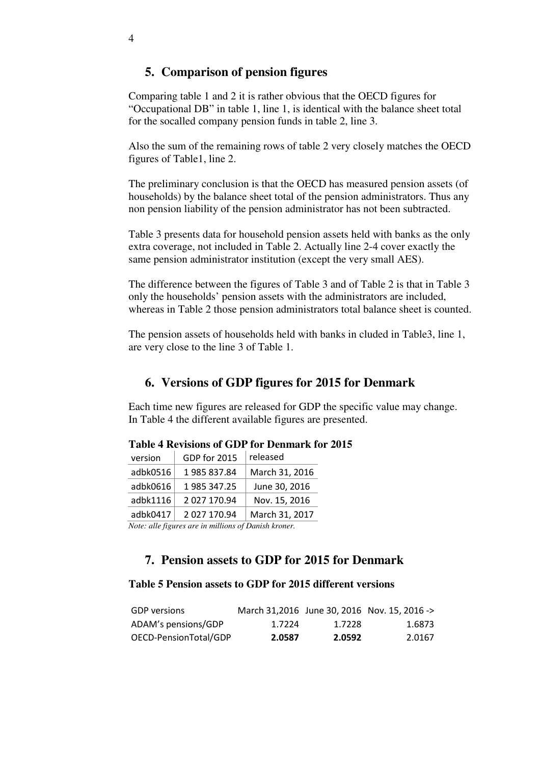## 5. Comparison of pension figures

Comparing table 1 and 2 it is rather obvious that the OECD figures for "Occupational DB" in table 1, line 1, is identical with the balance sheet total for the socalled company pension funds in table 2, line 3.

Also the sum of the remaining rows of table 2 very closely matches the OECD figures of Table1, line 2.

The preliminary conclusion is that the OECD has measured pension assets (of households) by the balance sheet total of the pension administrators. Thus any non pension liability of the pension administrator has not been subtracted.

Table 3 presents data for household pension assets held with banks as the only extra coverage, not included in Table 2. Actually line 2-4 cover exactly the same pension administrator institution (except the very small AES).

The difference between the figures of Table 3 and of Table 2 is that in Table 3 only the households' pension assets with the administrators are included, whereas in Table 2 those pension administrators total balance sheet is counted.

The pension assets of households held with banks in cluded in Table3, line 1, are very close to the line 3 of Table 1.

## 6. Versions of GDP figures for 2015 for Denmark

Each time new figures are released for GDP the specific value may change. In Table 4 the different available figures are presented.

**Table 4 Revisions of GDP for Denmark for 2015**

| version | GDP for 2015 | released |
|---|---|---|
| adbk0516 | 1 985 837.84 | March 31, 2016 |
| adbk0616 | 1 985 347.25 | June 30, 2016 |
| adbk1116 | 2 027 170.94 | Nov. 15, 2016 |
| adbk0417 | 2 027 170.94 | March 31, 2017 |

*Note: alle figures are in millions of Danish kroner.*

## 7. Pension assets to GDP for 2015 for Denmark

**Table 5 Pension assets to GDP for 2015 different versions**

| GDP versions | March 31,2016 | June 30, 2016 | Nov. 15, 2016 -> |
|---|---|---|---|
| ADAM's pensions/GDP | 1.7224 | 1.7228 | 1.6873 |
| OECD-PensionTotal/GDP | **2.0587** | **2.0592** | 2.0167 |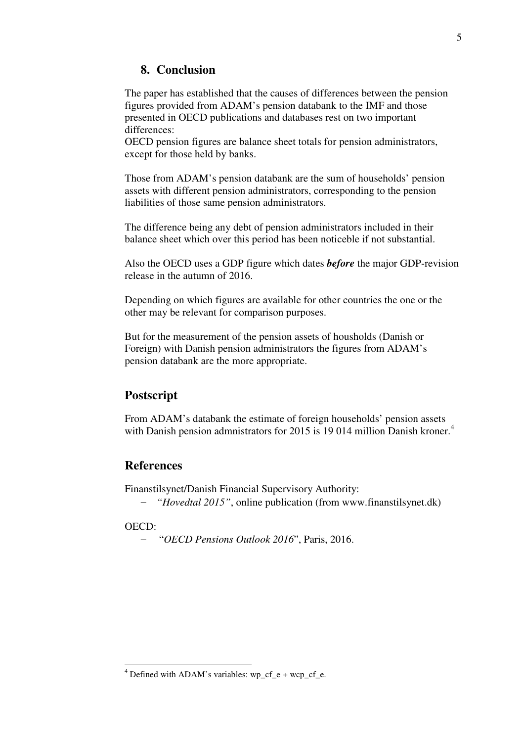## 8. Conclusion

The paper has established that the causes of differences between the pension figures provided from ADAM's pension databank to the IMF and those presented in OECD publications and databases rest on two important differences:

OECD pension figures are balance sheet totals for pension administrators, except for those held by banks.

Those from ADAM's pension databank are the sum of households' pension assets with different pension administrators, corresponding to the pension liabilities of those same pension administrators.

The difference being any debt of pension administrators included in their balance sheet which over this period has been noticeble if not substantial.

Also the OECD uses a GDP figure which dates ***before*** the major GDP-revision release in the autumn of 2016.

Depending on which figures are available for other countries the one or the other may be relevant for comparison purposes.

But for the measurement of the pension assets of housholds (Danish or Foreign) with Danish pension administrators the figures from ADAM's pension databank are the more appropriate.

## Postscript

From ADAM's databank the estimate of foreign households' pension assets with Danish pension admnistrators for 2015 is 19 014 million Danish kroner.[4]

## References

Finanstilsynet/Danish Financial Supervisory Authority:

- *"Hovedtal 2015"*, online publication (from www.finanstilsynet.dk)

OECD:

- "*OECD Pensions Outlook 2016*", Paris, 2016.

---

[4] Defined with ADAM's variables: wp_cf_e + wcp_cf_e.